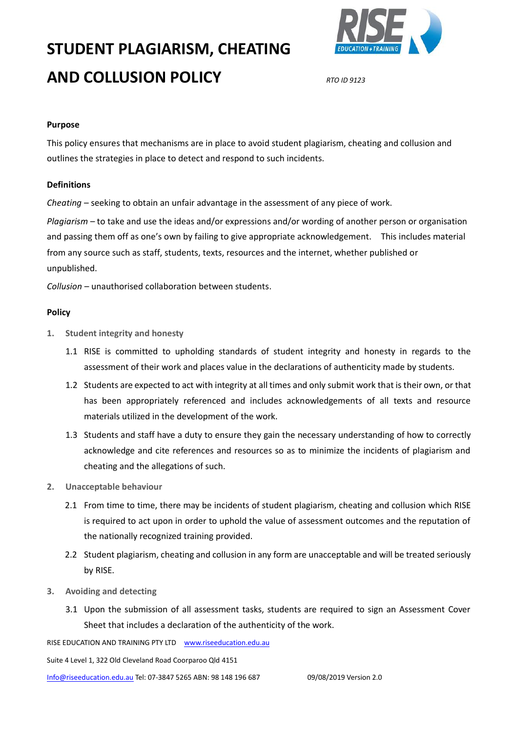# STUDENT PLAGIARISM, CHEATING AND COLLUSION POLICY

*RTO ID 9123*

**Purpose**

This policy ensures that mechanisms are in place to avoid student plagiarism, cheating and collusion and outlines the strategies in place to detect and respond to such incidents.

**Definitions**

*Cheating* – seeking to obtain an unfair advantage in the assessment of any piece of work.

*Plagiarism* – to take and use the ideas and/or expressions and/or wording of another person or organisation and passing them off as one's own by failing to give appropriate acknowledgement. This includes material from any source such as staff, students, texts, resources and the internet, whether published or unpublished.

*Collusion* – unauthorised collaboration between students.

**Policy**

1. **Student integrity and honesty**

   1.1 RISE is committed to upholding standards of student integrity and honesty in regards to the assessment of their work and places value in the declarations of authenticity made by students.

   1.2 Students are expected to act with integrity at all times and only submit work that is their own, or that has been appropriately referenced and includes acknowledgements of all texts and resource materials utilized in the development of the work.

   1.3 Students and staff have a duty to ensure they gain the necessary understanding of how to correctly acknowledge and cite references and resources so as to minimize the incidents of plagiarism and cheating and the allegations of such.

2. **Unacceptable behaviour**

   2.1 From time to time, there may be incidents of student plagiarism, cheating and collusion which RISE is required to act upon in order to uphold the value of assessment outcomes and the reputation of the nationally recognized training provided.

   2.2 Student plagiarism, cheating and collusion in any form are unacceptable and will be treated seriously by RISE.

3. **Avoiding and detecting**

   3.1 Upon the submission of all assessment tasks, students are required to sign an Assessment Cover Sheet that includes a declaration of the authenticity of the work.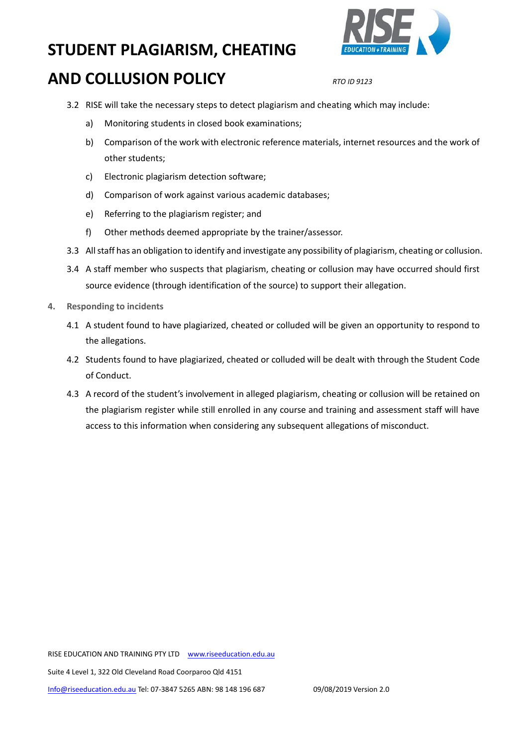3.2 RISE will take the necessary steps to detect plagiarism and cheating which may include:

a) Monitoring students in closed book examinations;

b) Comparison of the work with electronic reference materials, internet resources and the work of other students;

c) Electronic plagiarism detection software;

d) Comparison of work against various academic databases;

e) Referring to the plagiarism register; and

f) Other methods deemed appropriate by the trainer/assessor.

3.3 All staff has an obligation to identify and investigate any possibility of plagiarism, cheating or collusion.

3.4 A staff member who suspects that plagiarism, cheating or collusion may have occurred should first source evidence (through identification of the source) to support their allegation.

**4. Responding to incidents**

4.1 A student found to have plagiarized, cheated or colluded will be given an opportunity to respond to the allegations.

4.2 Students found to have plagiarized, cheated or colluded will be dealt with through the Student Code of Conduct.

4.3 A record of the student's involvement in alleged plagiarism, cheating or collusion will be retained on the plagiarism register while still enrolled in any course and training and assessment staff will have access to this information when considering any subsequent allegations of misconduct.